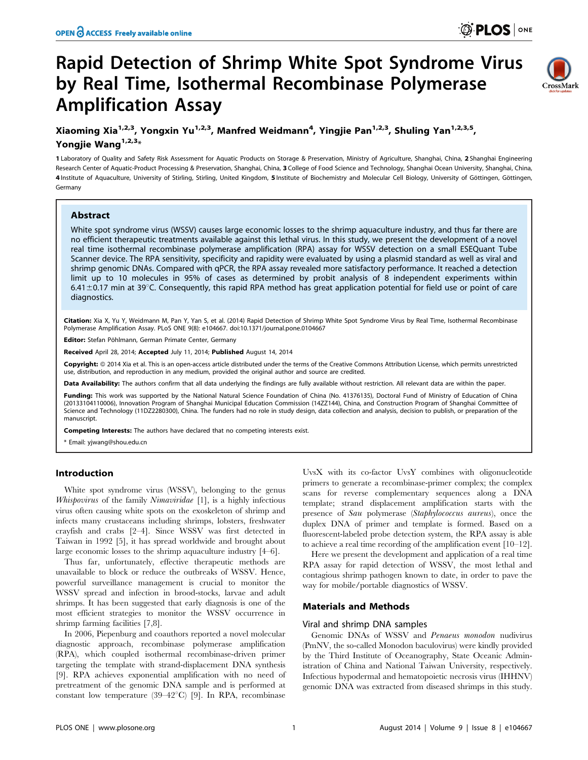# Rapid Detection of Shrimp White Spot Syndrome Virus by Real Time, Isothermal Recombinase Polymerase Amplification Assay

**Xiaoming Xia[1,2,3], Yongxin Yu[1,2,3], Manfred Weidmann[4], Yingjie Pan[1,2,3], Shuling Yan[1,2,3,5], Yongjie Wang[1,2,3]***

**1** Laboratory of Quality and Safety Risk Assessment for Aquatic Products on Storage & Preservation, Ministry of Agriculture, Shanghai, China, **2** Shanghai Engineering Research Center of Aquatic-Product Processing & Preservation, Shanghai, China, **3** College of Food Science and Technology, Shanghai Ocean University, Shanghai, China, **4** Institute of Aquaculture, University of Stirling, Stirling, United Kingdom, **5** Institute of Biochemistry and Molecular Cell Biology, University of Göttingen, Göttingen, Germany

## Abstract

White spot syndrome virus (WSSV) causes large economic losses to the shrimp aquaculture industry, and thus far there are no efficient therapeutic treatments available against this lethal virus. In this study, we present the development of a novel real time isothermal recombinase polymerase amplification (RPA) assay for WSSV detection on a small ESEQuant Tube Scanner device. The RPA sensitivity, specificity and rapidity were evaluated by using a plasmid standard as well as viral and shrimp genomic DNAs. Compared with qPCR, the RPA assay revealed more satisfactory performance. It reached a detection limit up to 10 molecules in 95% of cases as determined by probit analysis of 8 independent experiments within 6.41±0.17 min at 39°C. Consequently, this rapid RPA method has great application potential for field use or point of care diagnostics.

**Citation:** Xia X, Yu Y, Weidmann M, Pan Y, Yan S, et al. (2014) Rapid Detection of Shrimp White Spot Syndrome Virus by Real Time, Isothermal Recombinase Polymerase Amplification Assay. PLoS ONE 9(8): e104667. doi:10.1371/journal.pone.0104667

**Editor:** Stefan Pöhlmann, German Primate Center, Germany

**Received** April 28, 2014; **Accepted** July 11, 2014; **Published** August 14, 2014

**Copyright:** © 2014 Xia et al. This is an open-access article distributed under the terms of the Creative Commons Attribution License, which permits unrestricted use, distribution, and reproduction in any medium, provided the original author and source are credited.

**Data Availability:** The authors confirm that all data underlying the findings are fully available without restriction. All relevant data are within the paper.

**Funding:** This work was supported by the National Natural Science Foundation of China (No. 41376135), Doctoral Fund of Ministry of Education of China (20133104110006), Innovation Program of Shanghai Municipal Education Commission (14ZZ144), China, and Construction Program of Shanghai Committee of Science and Technology (11DZ2280300), China. The funders had no role in study design, data collection and analysis, decision to publish, or preparation of the manuscript.

**Competing Interests:** The authors have declared that no competing interests exist.

* Email: yjwang@shou.edu.cn

## Introduction

White spot syndrome virus (WSSV), belonging to the genus *Whispovirus* of the family *Nimaviridae* [1], is a highly infectious virus often causing white spots on the exoskeleton of shrimp and infects many crustaceans including shrimps, lobsters, freshwater crayfish and crabs [2–4]. Since WSSV was first detected in Taiwan in 1992 [5], it has spread worldwide and brought about large economic losses to the shrimp aquaculture industry [4–6].

Thus far, unfortunately, effective therapeutic methods are unavailable to block or reduce the outbreaks of WSSV. Hence, powerful surveillance management is crucial to monitor the WSSV spread and infection in brood-stocks, larvae and adult shrimps. It has been suggested that early diagnosis is one of the most efficient strategies to monitor the WSSV occurrence in shrimp farming facilities [7,8].

In 2006, Piepenburg and coauthors reported a novel molecular diagnostic approach, recombinase polymerase amplification (RPA), which coupled isothermal recombinase-driven primer targeting the template with strand-displacement DNA synthesis [9]. RPA achieves exponential amplification with no need of pretreatment of the genomic DNA sample and is performed at constant low temperature (39–42°C) [9]. In RPA, recombinase UvsX with its co-factor UvsY combines with oligonucleotide primers to generate a recombinase-primer complex; the complex scans for reverse complementary sequences along a DNA template; strand displacement amplification starts with the presence of *Sau* polymerase (*Staphylococcus aureus*), once the duplex DNA of primer and template is formed. Based on a fluorescent-labeled probe detection system, the RPA assay is able to achieve a real time recording of the amplification event [10–12].

Here we present the development and application of a real time RPA assay for rapid detection of WSSV, the most lethal and contagious shrimp pathogen known to date, in order to pave the way for mobile/portable diagnostics of WSSV.

## Materials and Methods

### Viral and shrimp DNA samples

Genomic DNAs of WSSV and *Penaeus monodon* nudivirus (PmNV, the so-called Monodon baculovirus) were kindly provided by the Third Institute of Oceanography, State Oceanic Administration of China and National Taiwan University, respectively. Infectious hypodermal and hematopoietic necrosis virus (IHHNV) genomic DNA was extracted from diseased shrimps in this study.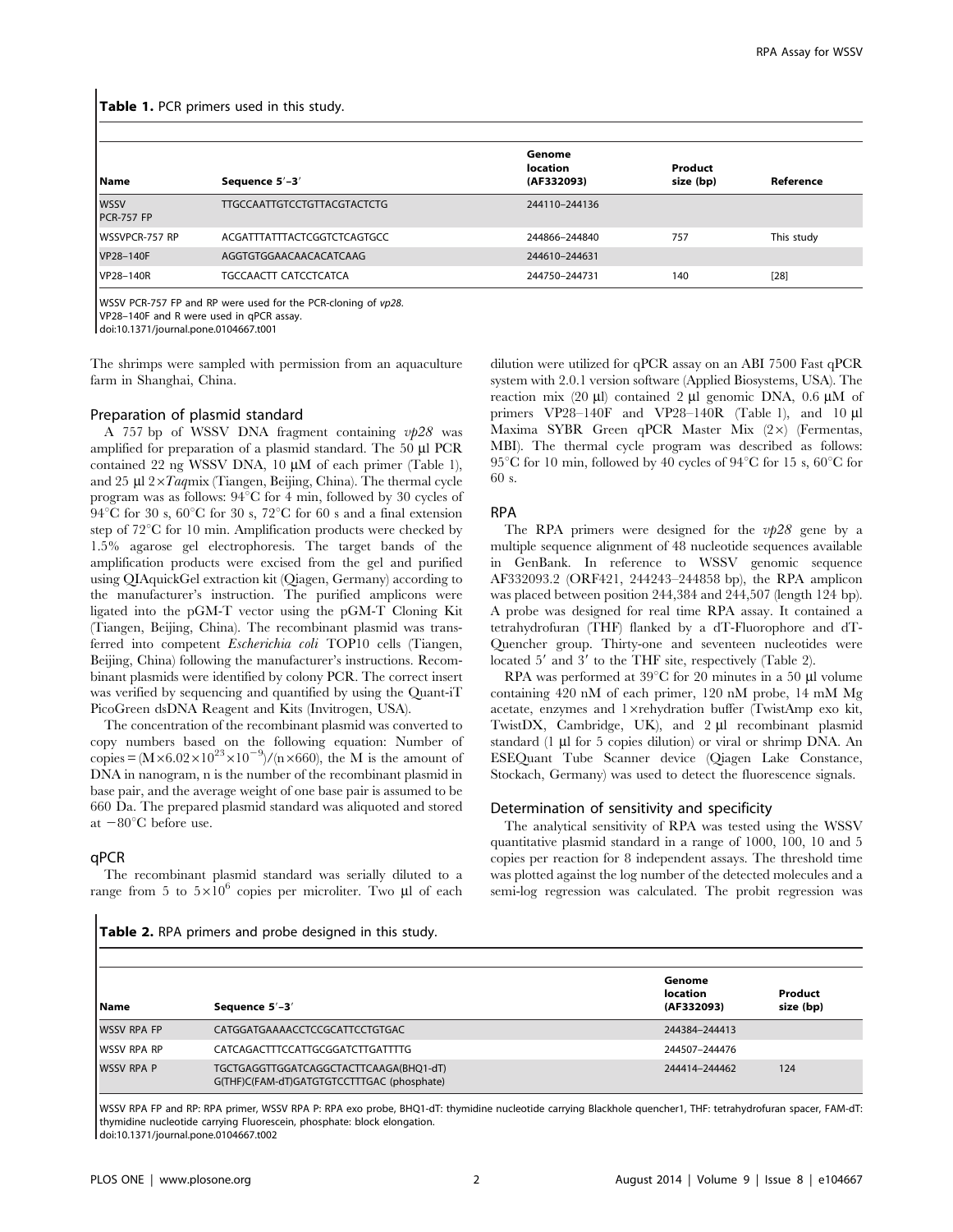**Table 1.** PCR primers used in this study.

| Name | Sequence 5′–3′ | Genome location (AF332093) | Product size (bp) | Reference |
|---|---|---|---|---|
| WSSV PCR-757 FP | TTGCCAATTGTCCTGTTACGTACTCTG | 244110–244136 | | |
| WSSVPCR-757 RP | ACGATTTATTTACTCGGTCTCAGTGCC | 244866–244840 | 757 | This study |
| VP28–140F | AGGTGTGGAACAACACATCAAG | 244610–244631 | | |
| VP28–140R | TGCCAACTT CATCCTCATCA | 244750–244731 | 140 | [28] |

WSSV PCR-757 FP and RP were used for the PCR-cloning of *vp28*.
VP28–140F and R were used in qPCR assay.
doi:10.1371/journal.pone.0104667.t001

The shrimps were sampled with permission from an aquaculture farm in Shanghai, China.

## Preparation of plasmid standard

A 757 bp of WSSV DNA fragment containing *vp28* was amplified for preparation of a plasmid standard. The 50 µl PCR contained 22 ng WSSV DNA, 10 µM of each primer (Table 1), and 25 µl 2×*Taq*mix (Tiangen, Beijing, China). The thermal cycle program was as follows: 94°C for 4 min, followed by 30 cycles of 94°C for 30 s, 60°C for 30 s, 72°C for 60 s and a final extension step of 72°C for 10 min. Amplification products were checked by 1.5% agarose gel electrophoresis. The target bands of the amplification products were excised from the gel and purified using QIAquickGel extraction kit (Qiagen, Germany) according to the manufacturer's instruction. The purified amplicons were ligated into the pGM-T vector using the pGM-T Cloning Kit (Tiangen, Beijing, China). The recombinant plasmid was transferred into competent *Escherichia coli* TOP10 cells (Tiangen, Beijing, China) following the manufacturer's instructions. Recombinant plasmids were identified by colony PCR. The correct insert was verified by sequencing and quantified by using the Quant-iT PicoGreen dsDNA Reagent and Kits (Invitrogen, USA).

The concentration of the recombinant plasmid was converted to copy numbers based on the following equation: Number of copies = $(M \times 6.02 \times 10^{23} \times 10^{-9})/(n \times 660)$, the M is the amount of DNA in nanogram, n is the number of the recombinant plasmid in base pair, and the average weight of one base pair is assumed to be 660 Da. The prepared plasmid standard was aliquoted and stored at −80°C before use.

## qPCR

The recombinant plasmid standard was serially diluted to a range from 5 to $5 \times 10^6$ copies per microliter. Two µl of each dilution were utilized for qPCR assay on an ABI 7500 Fast qPCR system with 2.0.1 version software (Applied Biosystems, USA). The reaction mix (20 µl) contained 2 µl genomic DNA, 0.6 µM of primers VP28–140F and VP28–140R (Table 1), and 10 µl Maxima SYBR Green qPCR Master Mix (2×) (Fermentas, MBI). The thermal cycle program was described as follows: 95°C for 10 min, followed by 40 cycles of 94°C for 15 s, 60°C for 60 s.

## RPA

The RPA primers were designed for the *vp28* gene by a multiple sequence alignment of 48 nucleotide sequences available in GenBank. In reference to WSSV genomic sequence AF332093.2 (ORF421, 244243–244858 bp), the RPA amplicon was placed between position 244,384 and 244,507 (length 124 bp). A probe was designed for real time RPA assay. It contained a tetrahydrofuran (THF) flanked by a dT-Fluorophore and dT-Quencher group. Thirty-one and seventeen nucleotides were located 5′ and 3′ to the THF site, respectively (Table 2).

RPA was performed at 39°C for 20 minutes in a 50 µl volume containing 420 nM of each primer, 120 nM probe, 14 mM Mg acetate, enzymes and 1×rehydration buffer (TwistAmp exo kit, TwistDX, Cambridge, UK), and 2 µl recombinant plasmid standard (1 µl for 5 copies dilution) or viral or shrimp DNA. An ESEQuant Tube Scanner device (Qiagen Lake Constance, Stockach, Germany) was used to detect the fluorescence signals.

## Determination of sensitivity and specificity

The analytical sensitivity of RPA was tested using the WSSV quantitative plasmid standard in a range of 1000, 100, 10 and 5 copies per reaction for 8 independent assays. The threshold time was plotted against the log number of the detected molecules and a semi-log regression was calculated. The probit regression was

**Table 2.** RPA primers and probe designed in this study.

| Name | Sequence 5′–3′ | Genome location (AF332093) | Product size (bp) |
|---|---|---|---|
| WSSV RPA FP | CATGGATGAAAACCTCCGCATTCCTGTGAC | 244384–244413 | |
| WSSV RPA RP | CATCAGACTTTCCATTGCGGATCTTGATTTTG | 244507–244476 | |
| WSSV RPA P | TGCTGAGGTTGGATCAGGCTACTTCAAGA(BHQ1-dT) G(THF)C(FAM-dT)GATGTGTCCTTTGAC (phosphate) | 244414–244462 | 124 |

WSSV RPA FP and RP: RPA primer, WSSV RPA P: RPA exo probe, BHQ1-dT: thymidine nucleotide carrying Blackhole quencher1, THF: tetrahydrofuran spacer, FAM-dT: thymidine nucleotide carrying Fluorescein, phosphate: block elongation.
doi:10.1371/journal.pone.0104667.t002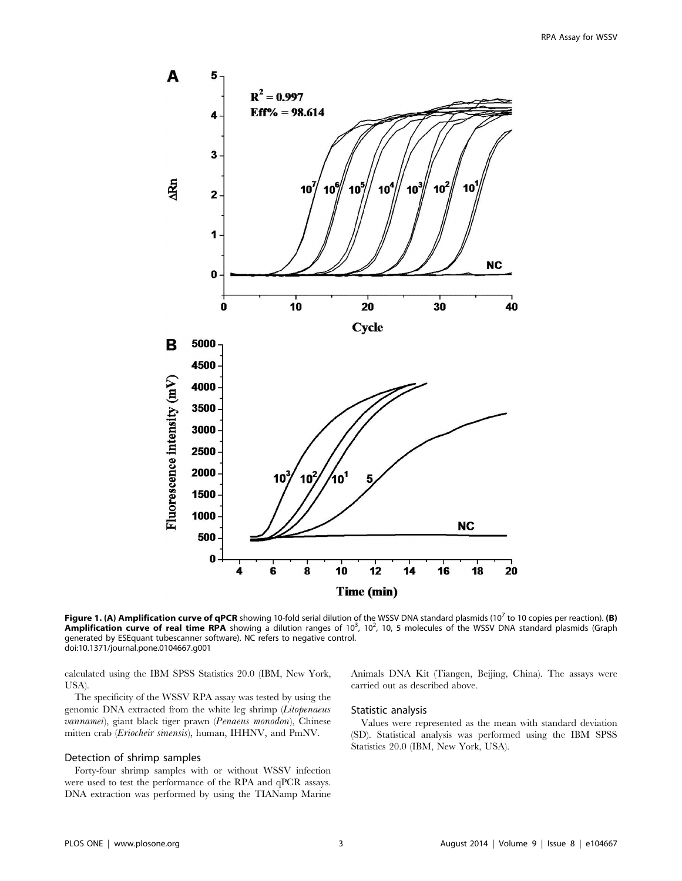**Figure 1. (A) Amplification curve of qPCR** showing 10-fold serial dilution of the WSSV DNA standard plasmids ($10^7$ to 10 copies per reaction). **(B) Amplification curve of real time RPA** showing a dilution ranges of $10^3$, $10^2$, 10, 5 molecules of the WSSV DNA standard plasmids (Graph generated by ESEquant tubescanner software). NC refers to negative control.
doi:10.1371/journal.pone.0104667.g001

calculated using the IBM SPSS Statistics 20.0 (IBM, New York, USA).

The specificity of the WSSV RPA assay was tested by using the genomic DNA extracted from the white leg shrimp (*Litopenaeus vannamei*), giant black tiger prawn (*Penaeus monodon*), Chinese mitten crab (*Eriocheir sinensis*), human, IHHNV, and PmNV.

### Detection of shrimp samples

Forty-four shrimp samples with or without WSSV infection were used to test the performance of the RPA and qPCR assays. DNA extraction was performed by using the TIANamp Marine Animals DNA Kit (Tiangen, Beijing, China). The assays were carried out as described above.

### Statistic analysis

Values were represented as the mean with standard deviation (SD). Statistical analysis was performed using the IBM SPSS Statistics 20.0 (IBM, New York, USA).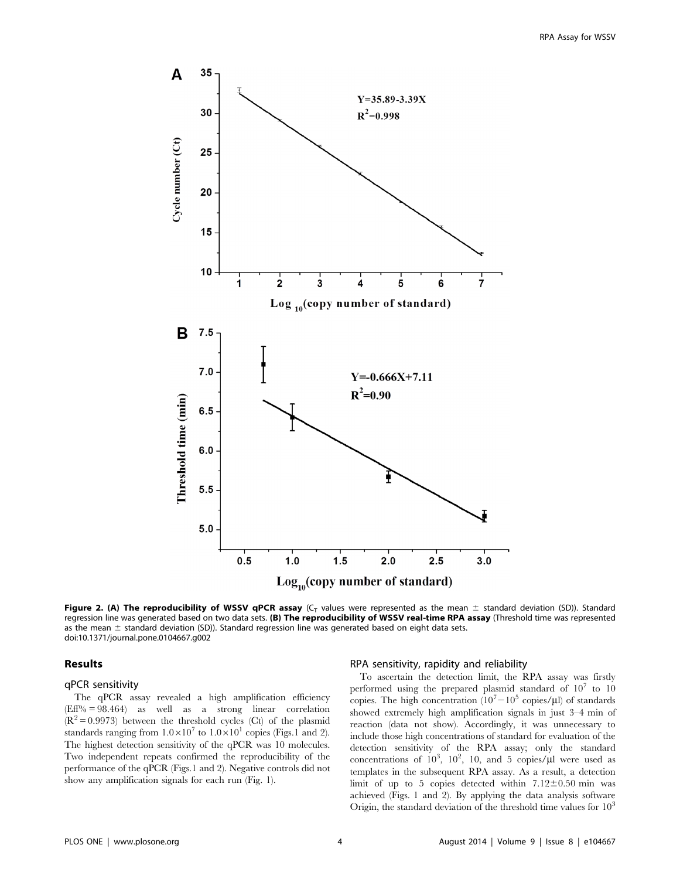**Figure 2. (A) The reproducibility of WSSV qPCR assay** ($C_T$ values were represented as the mean ± standard deviation (SD)). Standard regression line was generated based on two data sets. **(B) The reproducibility of WSSV real-time RPA assay** (Threshold time was represented as the mean ± standard deviation (SD)). Standard regression line was generated based on eight data sets.
doi:10.1371/journal.pone.0104667.g002

## Results

### qPCR sensitivity

The qPCR assay revealed a high amplification efficiency (Eff% = 98.464) as well as a strong linear correlation ($R^2$ = 0.9973) between the threshold cycles (Ct) of the plasmid standards ranging from $1.0\times10^7$ to $1.0\times10^1$ copies (Figs.1 and 2). The highest detection sensitivity of the qPCR was 10 molecules. Two independent repeats confirmed the reproducibility of the performance of the qPCR (Figs.1 and 2). Negative controls did not show any amplification signals for each run (Fig. 1).

### RPA sensitivity, rapidity and reliability

To ascertain the detection limit, the RPA assay was firstly performed using the prepared plasmid standard of $10^7$ to 10 copies. The high concentration ($10^7-10^5$ copies/μl) of standards showed extremely high amplification signals in just 3–4 min of reaction (data not show). Accordingly, it was unnecessary to include those high concentrations of standard for evaluation of the detection sensitivity of the RPA assay; only the standard concentrations of $10^3$, $10^2$, 10, and 5 copies/μl were used as templates in the subsequent RPA assay. As a result, a detection limit of up to 5 copies detected within 7.12±0.50 min was achieved (Figs. 1 and 2). By applying the data analysis software Origin, the standard deviation of the threshold time values for $10^3$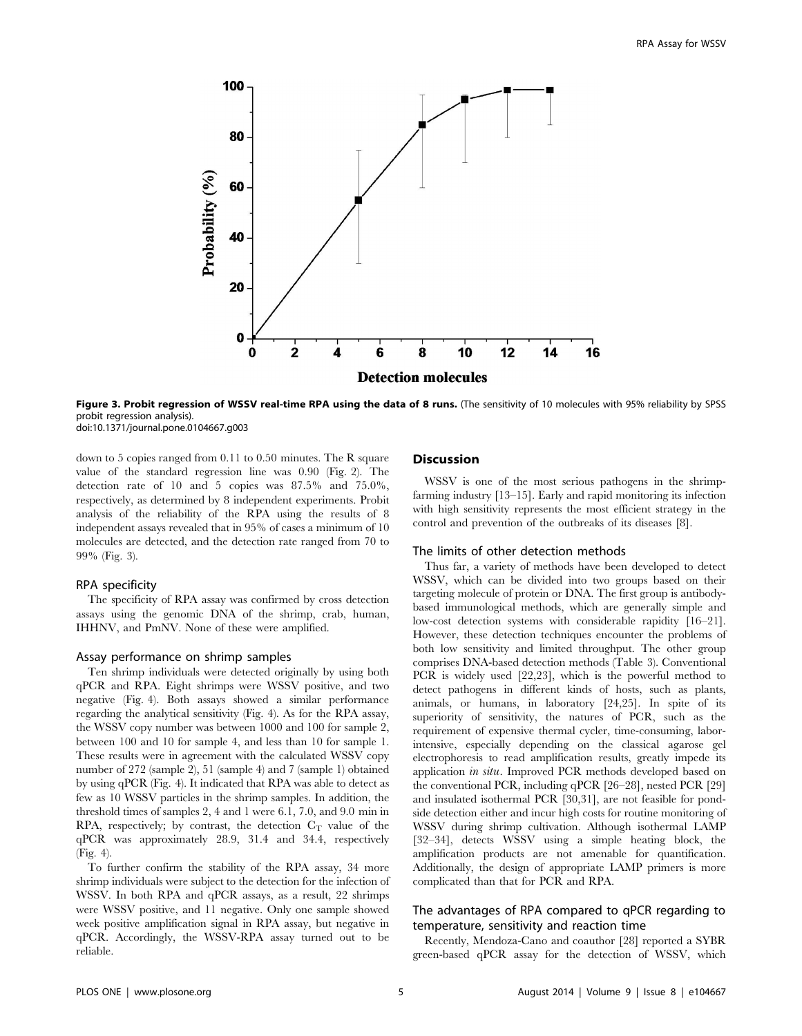**Figure 3. Probit regression of WSSV real-time RPA using the data of 8 runs.** (The sensitivity of 10 molecules with 95% reliability by SPSS probit regression analysis).
doi:10.1371/journal.pone.0104667.g003

down to 5 copies ranged from 0.11 to 0.50 minutes. The R square value of the standard regression line was 0.90 (Fig. 2). The detection rate of 10 and 5 copies was 87.5% and 75.0%, respectively, as determined by 8 independent experiments. Probit analysis of the reliability of the RPA using the results of 8 independent assays revealed that in 95% of cases a minimum of 10 molecules are detected, and the detection rate ranged from 70 to 99% (Fig. 3).

### RPA specificity

The specificity of RPA assay was confirmed by cross detection assays using the genomic DNA of the shrimp, crab, human, IHHNV, and PmNV. None of these were amplified.

### Assay performance on shrimp samples

Ten shrimp individuals were detected originally by using both qPCR and RPA. Eight shrimps were WSSV positive, and two negative (Fig. 4). Both assays showed a similar performance regarding the analytical sensitivity (Fig. 4). As for the RPA assay, the WSSV copy number was between 1000 and 100 for sample 2, between 100 and 10 for sample 4, and less than 10 for sample 1. These results were in agreement with the calculated WSSV copy number of 272 (sample 2), 51 (sample 4) and 7 (sample 1) obtained by using qPCR (Fig. 4). It indicated that RPA was able to detect as few as 10 WSSV particles in the shrimp samples. In addition, the threshold times of samples 2, 4 and 1 were 6.1, 7.0, and 9.0 min in RPA, respectively; by contrast, the detection $C_T$ value of the qPCR was approximately 28.9, 31.4 and 34.4, respectively (Fig. 4).

To further confirm the stability of the RPA assay, 34 more shrimp individuals were subject to the detection for the infection of WSSV. In both RPA and qPCR assays, as a result, 22 shrimps were WSSV positive, and 11 negative. Only one sample showed week positive amplification signal in RPA assay, but negative in qPCR. Accordingly, the WSSV-RPA assay turned out to be reliable.

## Discussion

WSSV is one of the most serious pathogens in the shrimp-farming industry [13–15]. Early and rapid monitoring its infection with high sensitivity represents the most efficient strategy in the control and prevention of the outbreaks of its diseases [8].

### The limits of other detection methods

Thus far, a variety of methods have been developed to detect WSSV, which can be divided into two groups based on their targeting molecule of protein or DNA. The first group is antibody-based immunological methods, which are generally simple and low-cost detection systems with considerable rapidity [16–21]. However, these detection techniques encounter the problems of both low sensitivity and limited throughput. The other group comprises DNA-based detection methods (Table 3). Conventional PCR is widely used [22,23], which is the powerful method to detect pathogens in different kinds of hosts, such as plants, animals, or humans, in laboratory [24,25]. In spite of its superiority of sensitivity, the natures of PCR, such as the requirement of expensive thermal cycler, time-consuming, labor-intensive, especially depending on the classical agarose gel electrophoresis to read amplification results, greatly impede its application *in situ*. Improved PCR methods developed based on the conventional PCR, including qPCR [26–28], nested PCR [29] and insulated isothermal PCR [30,31], are not feasible for pond-side detection either and incur high costs for routine monitoring of WSSV during shrimp cultivation. Although isothermal LAMP [32–34], detects WSSV using a simple heating block, the amplification products are not amenable for quantification. Additionally, the design of appropriate LAMP primers is more complicated than that for PCR and RPA.

### The advantages of RPA compared to qPCR regarding to temperature, sensitivity and reaction time

Recently, Mendoza-Cano and coauthor [28] reported a SYBR green-based qPCR assay for the detection of WSSV, which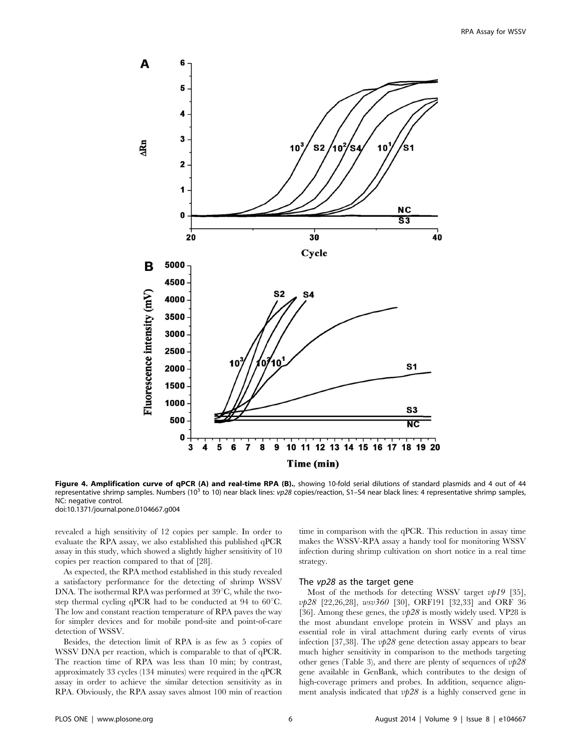**Figure 4. Amplification curve of qPCR (A) and real-time RPA (B).**, showing 10-fold serial dilutions of standard plasmids and 4 out of 44 representative shrimp samples. Numbers ($10^3$ to 10) near black lines: *vp28* copies/reaction, S1–S4 near black lines: 4 representative shrimp samples, NC: negative control.
doi:10.1371/journal.pone.0104667.g004

revealed a high sensitivity of 12 copies per sample. In order to evaluate the RPA assay, we also established this published qPCR assay in this study, which showed a slightly higher sensitivity of 10 copies per reaction compared to that of [28].

As expected, the RPA method established in this study revealed a satisfactory performance for the detecting of shrimp WSSV DNA. The isothermal RPA was performed at 39°C, while the two-step thermal cycling qPCR had to be conducted at 94 to 60°C. The low and constant reaction temperature of RPA paves the way for simpler devices and for mobile pond-site and point-of-care detection of WSSV.

Besides, the detection limit of RPA is as few as 5 copies of WSSV DNA per reaction, which is comparable to that of qPCR. The reaction time of RPA was less than 10 min; by contrast, approximately 33 cycles (134 minutes) were required in the qPCR assay in order to achieve the similar detection sensitivity as in RPA. Obviously, the RPA assay saves almost 100 min of reaction time in comparison with the qPCR. This reduction in assay time makes the WSSV-RPA assay a handy tool for monitoring WSSV infection during shrimp cultivation on short notice in a real time strategy.

## The *vp28* as the target gene

Most of the methods for detecting WSSV target *vp19* [35], *vp28* [22,26,28], *wsv360* [30], ORF191 [32,33] and ORF 36 [36]. Among these genes, the *vp28* is mostly widely used. VP28 is the most abundant envelope protein in WSSV and plays an essential role in viral attachment during early events of virus infection [37,38]. The *vp28* gene detection assay appears to bear much higher sensitivity in comparison to the methods targeting other genes (Table 3), and there are plenty of sequences of *vp28* gene available in GenBank, which contributes to the design of high-coverage primers and probes. In addition, sequence alignment analysis indicated that *vp28* is a highly conserved gene in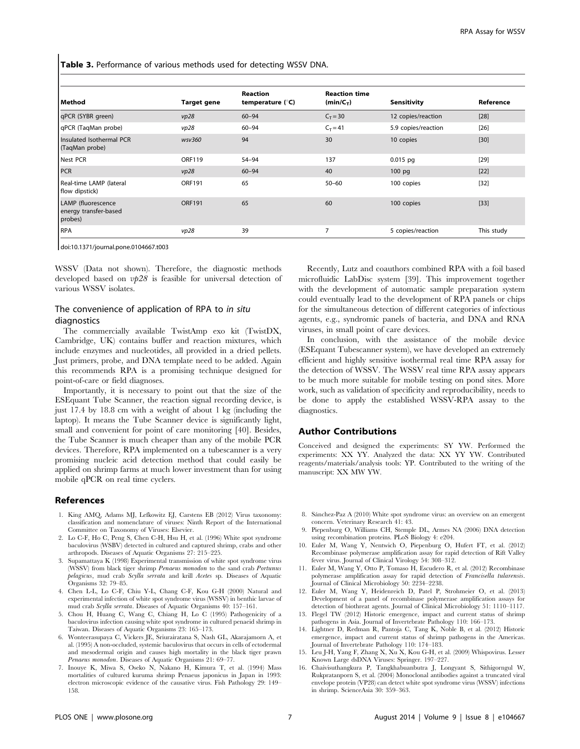**Table 3.** Performance of various methods used for detecting WSSV DNA.

| Method | Target gene | Reaction temperature (°C) | Reaction time (min/$C_T$) | Sensitivity | Reference |
|---|---|---|---|---|---|
| qPCR (SYBR green) | *vp28* | 60–94 | $C_T = 30$ | 12 copies/reaction | [28] |
| qPCR (TaqMan probe) | *vp28* | 60–94 | $C_T = 41$ | 5.9 copies/reaction | [26] |
| Insulated Isothermal PCR (TaqMan probe) | *wsv360* | 94 | 30 | 10 copies | [30] |
| Nest PCR | ORF119 | 54–94 | 137 | 0.015 pg | [29] |
| PCR | *vp28* | 60–94 | 40 | 100 pg | [22] |
| Real-time LAMP (lateral flow dipstick) | ORF191 | 65 | 50–60 | 100 copies | [32] |
| LAMP (fluorescence energy transfer-based probes) | ORF191 | 65 | 60 | 100 copies | [33] |
| RPA | *vp28* | 39 | 7 | 5 copies/reaction | This study |

doi:10.1371/journal.pone.0104667.t003

WSSV (Data not shown). Therefore, the diagnostic methods developed based on *vp28* is feasible for universal detection of various WSSV isolates.

## The convenience of application of RPA to *in situ* diagnostics

The commercially available TwistAmp exo kit (TwistDX, Cambridge, UK) contains buffer and reaction mixtures, which include enzymes and nucleotides, all provided in a dried pellets. Just primers, probe, and DNA template need to be added. Again this recommends RPA is a promising technique designed for point-of-care or field diagnoses.

Importantly, it is necessary to point out that the size of the ESEquant Tube Scanner, the reaction signal recording device, is just 17.4 by 18.8 cm with a weight of about 1 kg (including the laptop). It means the Tube Scanner device is significantly light, small and convenient for point of care monitoring [40]. Besides, the Tube Scanner is much cheaper than any of the mobile PCR devices. Therefore, RPA implemented on a tubescanner is a very promising nucleic acid detection method that could easily be applied on shrimp farms at much lower investment than for using mobile qPCR on real time cyclers.

Recently, Lutz and coauthors combined RPA with a foil based microfluidic LabDisc system [39]. This improvement together with the development of automatic sample preparation system could eventually lead to the development of RPA panels or chips for the simultaneous detection of different categories of infectious agents, e.g., syndromic panels of bacteria, and DNA and RNA viruses, in small point of care devices.

In conclusion, with the assistance of the mobile device (ESEquant Tubescanner system), we have developed an extremely efficient and highly sensitive isothermal real time RPA assay for the detection of WSSV. The WSSV real time RPA assay appears to be much more suitable for mobile testing on pond sites. More work, such as validation of specificity and reproducibility, needs to be done to apply the established WSSV-RPA assay to the diagnostics.

## Author Contributions

Conceived and designed the experiments: SY YW. Performed the experiments: XX YY. Analyzed the data: XX YY YW. Contributed reagents/materials/analysis tools: YP. Contributed to the writing of the manuscript: XX MW YW.

## References

1. King AMQ, Adams MJ, Lefkowitz EJ, Carstens EB (2012) Virus taxonomy: classification and nomenclature of viruses: Ninth Report of the International Committee on Taxonomy of Viruses: Elsevier.
2. Lo C-F, Ho C, Peng S, Chen C-H, Hsu H, et al. (1996) White spot syndrome baculovirus (WSBV) detected in cultured and captured shrimp, crabs and other arthropods. Diseases of Aquatic Organisms 27: 215–225.
3. Supamattaya K (1998) Experimental transmission of white spot syndrome virus (WSSV) from black tiger shrimp *Penaeus monodon* to the sand crab *Portunus pelagicus*, mud crab *Scylla serrata* and krill *Acetes* sp. Diseases of Aquatic Organisms 32: 79–85.
4. Chen L-L, Lo C-F, Chiu Y-L, Chang C-F, Kou G-H (2000) Natural and experimental infection of white spot syndrome virus (WSSV) in benthic larvae of mud crab *Scylla serrata*. Diseases of Aquatic Organisms 40: 157–161.
5. Chou H, Huang C, Wang C, Chiang H, Lo C (1995) Pathogenicity of a baculovirus infection causing white spot syndrome in cultured penaeid shrimp in Taiwan. Diseases of Aquatic Organisms 23: 165–173.
6. Wonteerasupaya C, Vickers JE, Sriurairatana S, Nash GL, Akarajamorn A, et al. (1995) A non-occluded, systemic baculovirus that occurs in cells of ectodermal and mesodermal origin and causes high mortality in the black tiger prawn *Penaeus monodon*. Diseases of Aquatic Organisms 21: 69–77.
7. Inouye K, Miwa S, Oseko N, Nakano H, Kimura T, et al. (1994) Mass mortalities of cultured kuruma shrimp Penaeus japonicus in Japan in 1993: electron microscopic evidence of the causative virus. Fish Pathology 29: 149–158.
8. Sánchez-Paz A (2010) White spot syndrome virus: an overview on an emergent concern. Veterinary Research 41: 43.
9. Piepenburg O, Williams CH, Stemple DL, Armes NA (2006) DNA detection using recombination proteins. PLoS Biology 4: e204.
10. Euler M, Wang Y, Nentwich O, Piepenburg O, Hufert FT, et al. (2012) Recombinase polymerase amplification assay for rapid detection of Rift Valley fever virus. Journal of Clinical Virology 54: 308–312.
11. Euler M, Wang Y, Otto P, Tomaso H, Escudero R, et al. (2012) Recombinase polymerase amplification assay for rapid detection of *Francisella tularensis*. Journal of Clinical Microbiology 50: 2234–2238.
12. Euler M, Wang Y, Heidenreich D, Patel P, Strohmeier O, et al. (2013) Development of a panel of recombinase polymerase amplification assays for detection of biothreat agents. Journal of Clinical Microbiology 51: 1110–1117.
13. Flegel TW (2012) Historic emergence, impact and current status of shrimp pathogens in Asia. Journal of Invertebrate Pathology 110: 166–173.
14. Lightner D, Redman R, Pantoja C, Tang K, Noble B, et al. (2012) Historic emergence, impact and current status of shrimp pathogens in the Americas. Journal of Invertebrate Pathology 110: 174–183.
15. Leu J-H, Yang F, Zhang X, Xu X, Kou G-H, et al. (2009) Whispovirus. Lesser Known Large dsDNA Viruses: Springer. 197–227.
16. Chaivisuthangkura P, Tangkhabuanbutra J, Longyant S, Sithigorngul W, Rukpratanporn S, et al. (2004) Monoclonal antibodies against a truncated viral envelope protein (VP28) can detect white spot syndrome virus (WSSV) infections in shrimp. ScienceAsia 30: 359–363.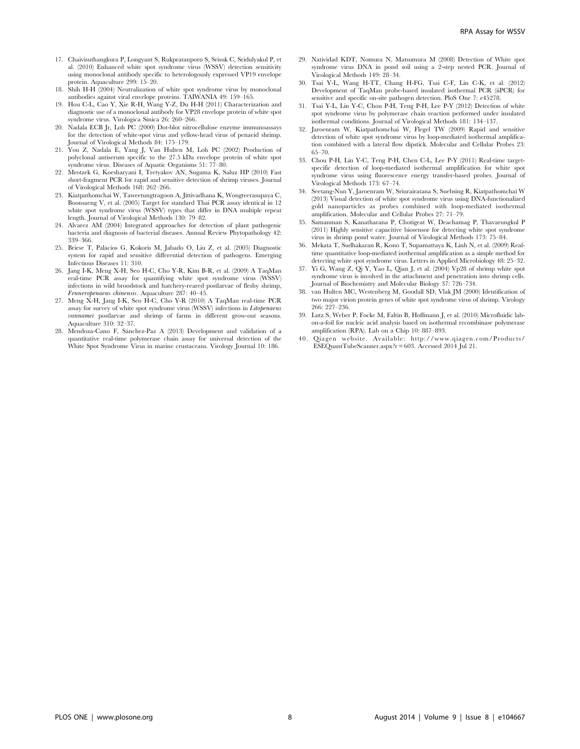17. Chaivisuthangkura P, Longyant S, Rukpratanporn S, Srisuk C, Sridulyakul P, et al. (2010) Enhanced white spot syndrome virus (WSSV) detection sensitivity using monoclonal antibody specific to heterologously expressed VP19 envelope protein. Aquaculture 299: 15–20.
18. Shih H-H (2004) Neutralization of white spot syndrome virus by monoclonal antibodies against viral envelope proteins. TAIWANIA 49: 159–165.
19. Hou C-L, Cao Y, Xie R-H, Wang Y-Z, Du H-H (2011) Characterization and diagnostic use of a monoclonal antibody for VP28 envelope protein of white spot syndrome virus. Virologica Sinica 26: 260–266.
20. Nadala ECB Jr, Loh PC (2000) Dot-blot nitrocellulose enzyme immunoassays for the detection of white-spot virus and yellow-head virus of penaeid shrimp. Journal of Virological Methods 84: 175–179.
21. You Z, Nadala E, Yang J, Van Hulten M, Loh PC (2002) Production of polyclonal antiserum specific to the 27.5 kDa envelope protein of white spot syndrome virus. Diseases of Aquatic Organisms 51: 77–80.
22. Mrotzek G, Koesharyani I, Tretyakov AN, Sugama K, Saluz HP (2010) Fast short-fragment PCR for rapid and sensitive detection of shrimp viruses. Journal of Virological Methods 168: 262–266.
23. Kiatpathomchai W, Taweetungtragoon A, Jittivadhana K, Wongteerasupaya C, Boonsaeng V, et al. (2005) Target for standard Thai PCR assay identical in 12 white spot syndrome virus (WSSV) types that differ in DNA multiple repeat length. Journal of Virological Methods 130: 79–82.
24. Alvarez AM (2004) Integrated approaches for detection of plant pathogenic bacteria and diagnosis of bacterial diseases. Annual Review Phytopathology 42: 339–366.
25. Briese T, Palacios G, Kokoris M, Jabado O, Liu Z, et al. (2005) Diagnostic system for rapid and sensitive differential detection of pathogens. Emerging Infectious Diseases 11: 310.
26. Jang I-K, Meng X-H, Seo H-C, Cho Y-R, Kim B-R, et al. (2009) A TaqMan real-time PCR assay for quantifying white spot syndrome virus (WSSV) infections in wild broodstock and hatchery-reared postlarvae of fleshy shrimp, *Fenneropenaeus chinensis*. Aquaculture 287: 40–45.
27. Meng X-H, Jang I-K, Seo H-C, Cho Y-R (2010) A TaqMan real-time PCR assay for survey of white spot syndrome virus (WSSV) infections in *Litopenaeus vannamei* postlarvae and shrimp of farms in different grow-out seasons. Aquaculture 310: 32–37.
28. Mendoza-Cano F, Sánchez-Paz A (2013) Development and validation of a quantitative real-time polymerase chain assay for universal detection of the White Spot Syndrome Virus in marine crustaceans. Virology Journal 10: 186.
29. Natividad KDT, Nomura N, Matsumura M (2008) Detection of White spot syndrome virus DNA in pond soil using a 2-step nested PCR. Journal of Virological Methods 149: 28–34.
30. Tsai Y-L, Wang H-TT, Chang H-FG, Tsai C-F, Lin C-K, et al. (2012) Development of TaqMan probe-based insulated isothermal PCR (iiPCR) for sensitive and specific on-site pathogen detection. PloS One 7: e45278.
31. Tsai Y-L, Lin Y-C, Chou P-H, Teng P-H, Lee P-Y (2012) Detection of white spot syndrome virus by polymerase chain reaction performed under insulated isothermal conditions. Journal of Virological Methods 181: 134–137.
32. Jaroenram W, Kiatpathomchai W, Flegel TW (2009) Rapid and sensitive detection of white spot syndrome virus by loop-mediated isothermal amplification combined with a lateral flow dipstick. Molecular and Cellular Probes 23: 65–70.
33. Chou P-H, Lin Y-C, Teng P-H, Chen C-L, Lee P-Y (2011) Real-time target-specific detection of loop-mediated isothermal amplification for white spot syndrome virus using fluorescence energy transfer-based probes. Journal of Virological Methods 173: 67–74.
34. Seetang-Nun Y, Jaroenram W, Sriurairatana S, Suebsing R, Kiatpathomchai W (2013) Visual detection of white spot syndrome virus using DNA-functionalized gold nanoparticles as probes combined with loop-mediated isothermal amplification. Molecular and Cellular Probes 27: 71–79.
35. Samanman S, Kanatharana P, Chotigeat W, Deachamag P, Thavarungkul P (2011) Highly sensitive capacitive biosensor for detecting white spot syndrome virus in shrimp pond water. Journal of Virological Methods 173: 75–84.
36. Mekata T, Sudhakaran R, Kono T, Supamattaya K, Linh N, et al. (2009) Real-time quantitative loop-mediated isothermal amplification as a simple method for detecting white spot syndrome virus. Letters in Applied Microbiology 48: 25–32.
37. Yi G, Wang Z, Qi Y, Yao L, Qian J, et al. (2004) Vp28 of shrimp white spot syndrome virus is involved in the attachment and penetration into shrimp cells. Journal of Biochemistry and Molecular Biology 37: 726–734.
38. van Hulten MC, Westenberg M, Goodall SD, Vlak JM (2000) Identification of two major virion protein genes of white spot syndrome virus of shrimp. Virology 266: 227–236.
39. Lutz S, Weber P, Focke M, Faltin B, Hoffmann J, et al. (2010) Microfluidic lab-on-a-foil for nucleic acid analysis based on isothermal recombinase polymerase amplification (RPA). Lab on a Chip 10: 887–893.
40. Qiagen website. Available: http://www.qiagen.com/Products/ESEQuantTubeScanner.aspx?r=603. Accessed 2014 Jul 21.